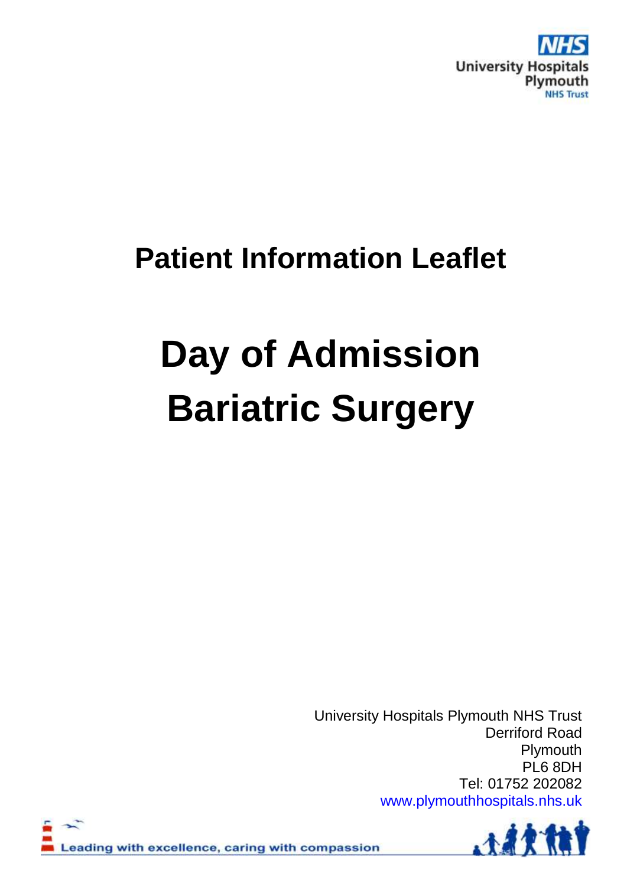NHS
University Hospitals Plymouth
NHS Trust

# Patient Information Leaflet

# Day of Admission Bariatric Surgery

University Hospitals Plymouth NHS Trust
Derriford Road
Plymouth
PL6 8DH
Tel: 01752 202082
www.plymouthhospitals.nhs.uk

Leading with excellence, caring with compassion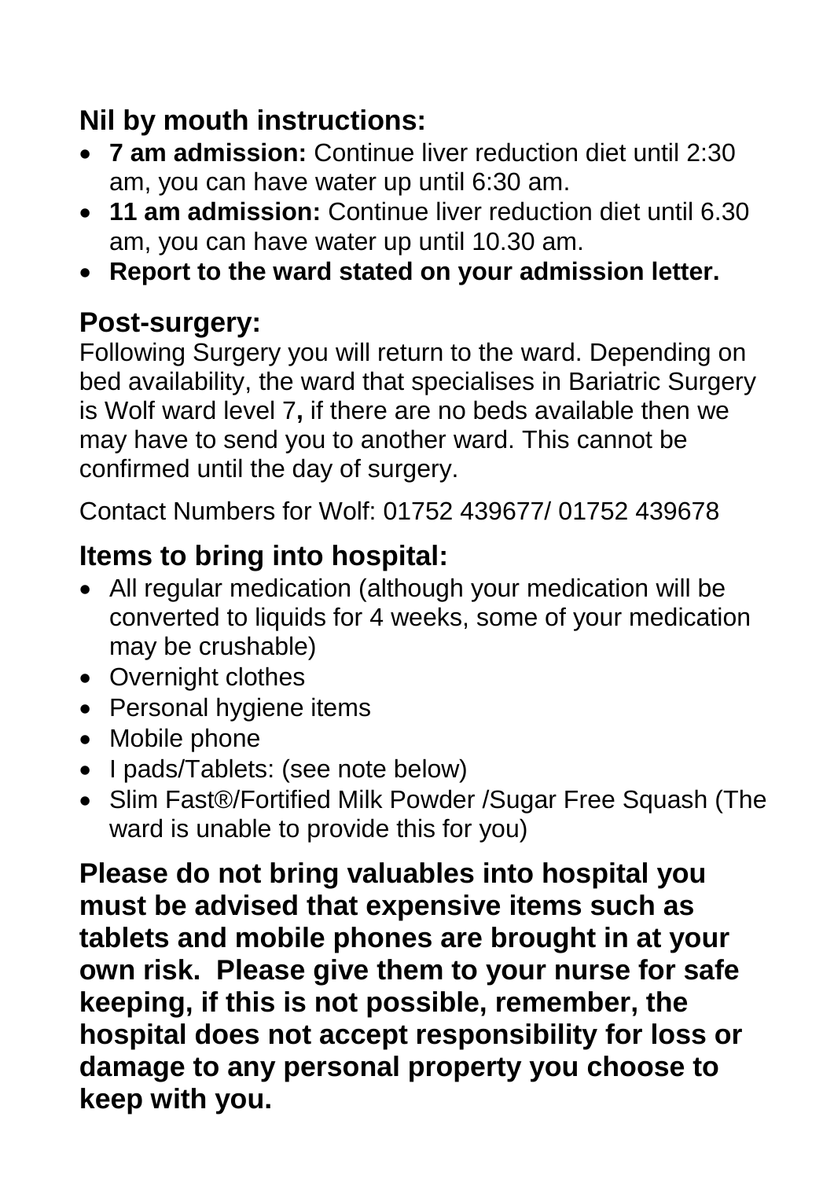## Nil by mouth instructions:

- **7 am admission:** Continue liver reduction diet until 2:30 am, you can have water up until 6:30 am.
- **11 am admission:** Continue liver reduction diet until 6.30 am, you can have water up until 10.30 am.
- **Report to the ward stated on your admission letter.**

## Post-surgery:

Following Surgery you will return to the ward. Depending on bed availability, the ward that specialises in Bariatric Surgery is Wolf ward level 7**,** if there are no beds available then we may have to send you to another ward. This cannot be confirmed until the day of surgery.

Contact Numbers for Wolf: 01752 439677/ 01752 439678

## Items to bring into hospital:

- All regular medication (although your medication will be converted to liquids for 4 weeks, some of your medication may be crushable)
- Overnight clothes
- Personal hygiene items
- Mobile phone
- I pads/Tablets: (see note below)
- Slim Fast®/Fortified Milk Powder /Sugar Free Squash (The ward is unable to provide this for you)

**Please do not bring valuables into hospital you must be advised that expensive items such as tablets and mobile phones are brought in at your own risk. Please give them to your nurse for safe keeping, if this is not possible, remember, the hospital does not accept responsibility for loss or damage to any personal property you choose to keep with you.**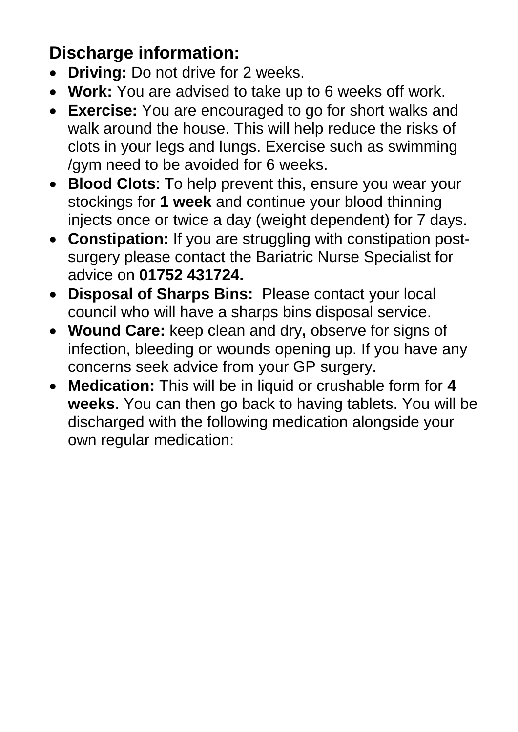## Discharge information:

- **Driving:** Do not drive for 2 weeks.
- **Work:** You are advised to take up to 6 weeks off work.
- **Exercise:** You are encouraged to go for short walks and walk around the house. This will help reduce the risks of clots in your legs and lungs. Exercise such as swimming /gym need to be avoided for 6 weeks.
- **Blood Clots**: To help prevent this, ensure you wear your stockings for **1 week** and continue your blood thinning injects once or twice a day (weight dependent) for 7 days.
- **Constipation:** If you are struggling with constipation post-surgery please contact the Bariatric Nurse Specialist for advice on **01752 431724.**
- **Disposal of Sharps Bins:** Please contact your local council who will have a sharps bins disposal service.
- **Wound Care:** keep clean and dry**,** observe for signs of infection, bleeding or wounds opening up. If you have any concerns seek advice from your GP surgery.
- **Medication:** This will be in liquid or crushable form for **4 weeks**. You can then go back to having tablets. You will be discharged with the following medication alongside your own regular medication: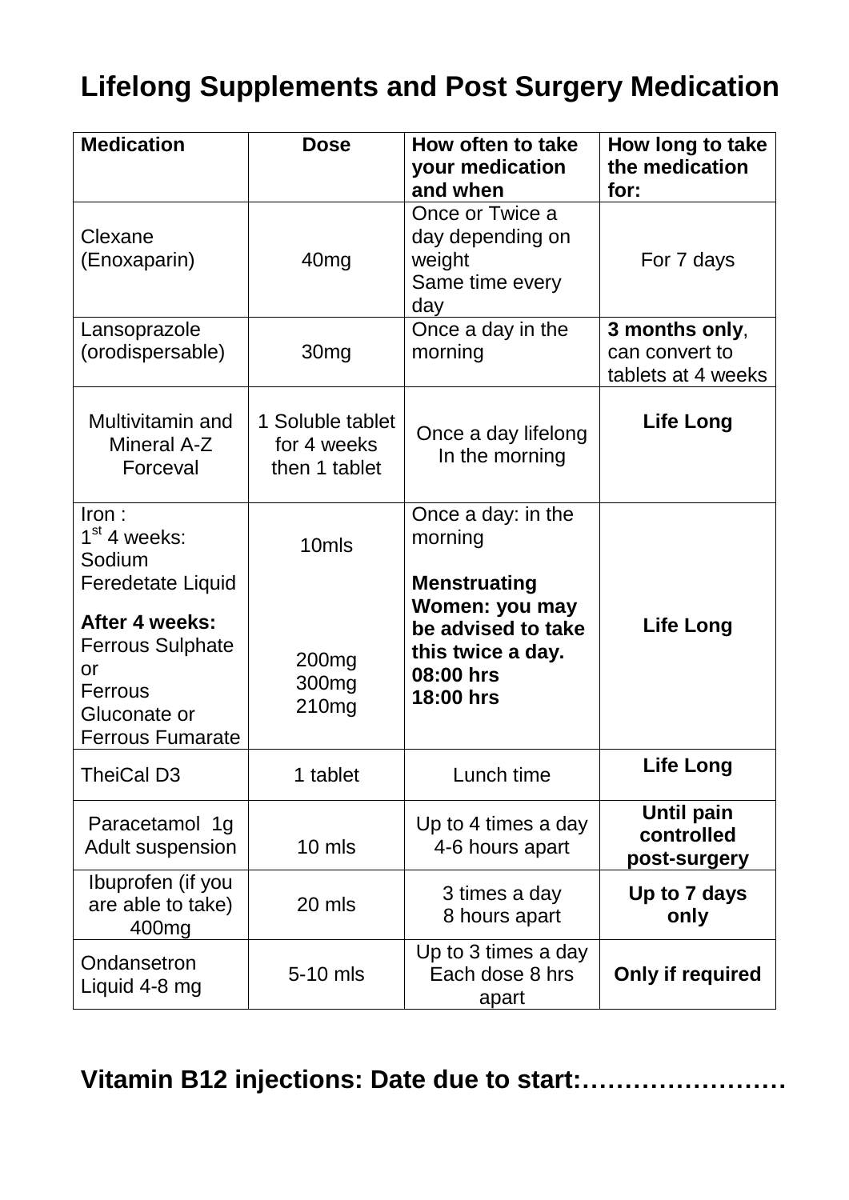# Lifelong Supplements and Post Surgery Medication

| **Medication** | **Dose** | **How often to take your medication and when** | **How long to take the medication for:** |
|---|---|---|---|
| Clexane (Enoxaparin) | 40mg | Once or Twice a day depending on weight<br>Same time every day | For 7 days |
| Lansoprazole (orodispersable) | 30mg | Once a day in the morning | **3 months only**, can convert to tablets at 4 weeks |
| Multivitamin and Mineral A-Z Forceval | 1 Soluble tablet for 4 weeks then 1 tablet | Once a day lifelong<br>In the morning | **Life Long** |
| Iron :<br>1st 4 weeks: Sodium Feredetate Liquid<br>**After 4 weeks:**<br>Ferrous Sulphate or<br>Ferrous Gluconate or<br>Ferrous Fumarate | 10mls<br><br>200mg<br>300mg<br>210mg | Once a day: in the morning<br>**Menstruating Women: you may be advised to take this twice a day.**<br>**08:00 hrs**<br>**18:00 hrs** | **Life Long** |
| TheiCal D3 | 1 tablet | Lunch time | **Life Long** |
| Paracetamol 1g Adult suspension | 10 mls | Up to 4 times a day<br>4-6 hours apart | **Until pain controlled post-surgery** |
| Ibuprofen (if you are able to take) 400mg | 20 mls | 3 times a day<br>8 hours apart | **Up to 7 days only** |
| Ondansetron Liquid 4-8 mg | 5-10 mls | Up to 3 times a day<br>Each dose 8 hrs apart | **Only if required** |

**Vitamin B12 injections: Date due to start:……………………**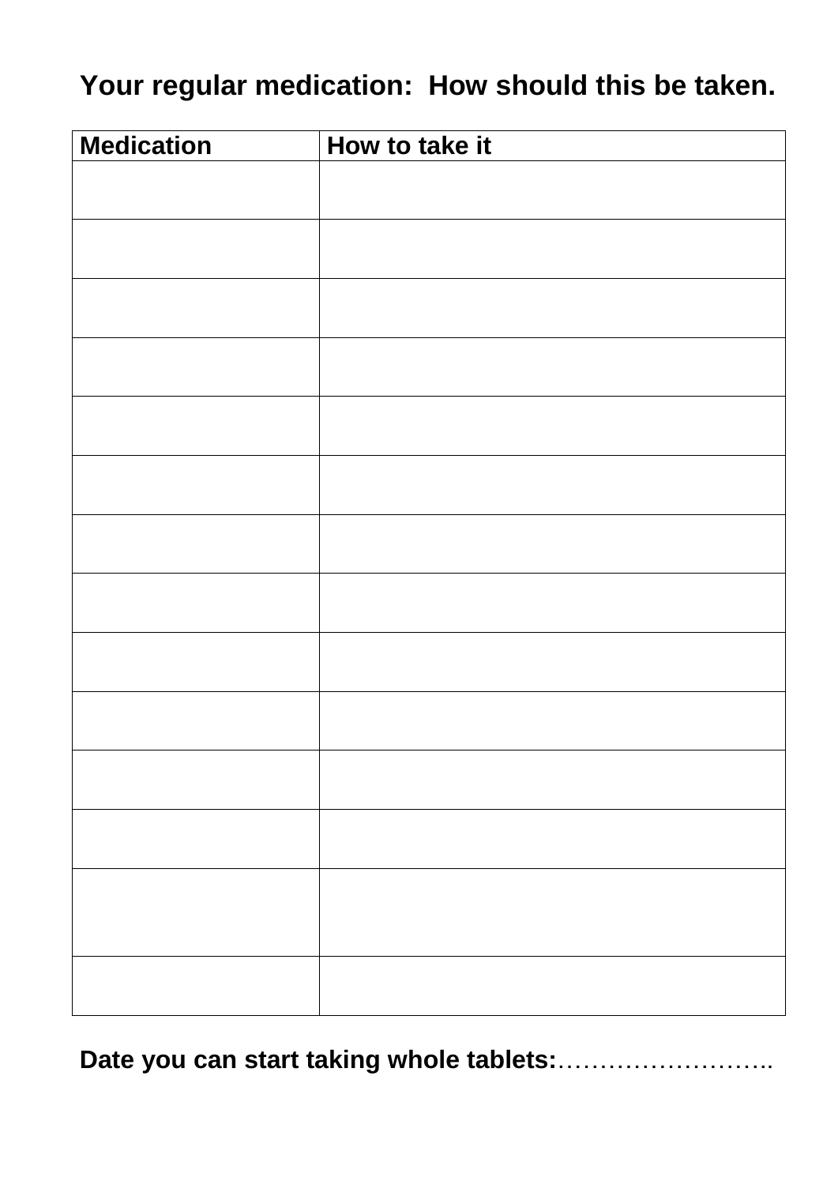## Your regular medication: How should this be taken.

| Medication | How to take it |
| --- | --- |
| | |
| | |
| | |
| | |
| | |
| | |
| | |
| | |
| | |
| | |
| | |
| | |
| | |
| | |

**Date you can start taking whole tablets:**……………………..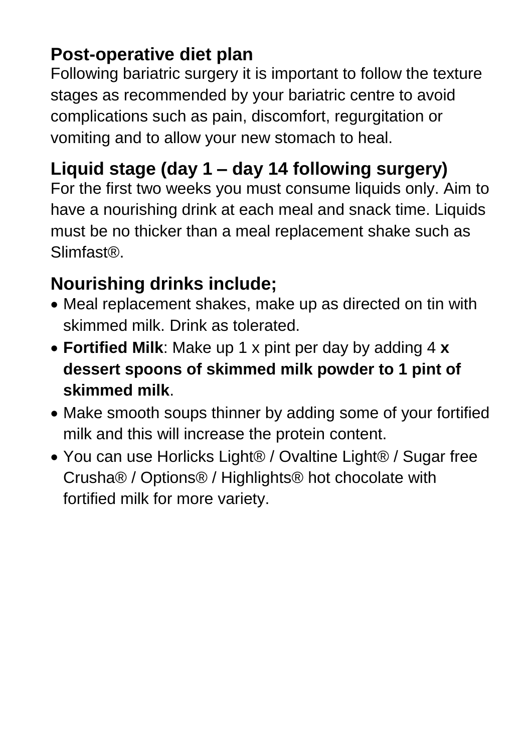## Post-operative diet plan

Following bariatric surgery it is important to follow the texture stages as recommended by your bariatric centre to avoid complications such as pain, discomfort, regurgitation or vomiting and to allow your new stomach to heal.

## Liquid stage (day 1 – day 14 following surgery)

For the first two weeks you must consume liquids only. Aim to have a nourishing drink at each meal and snack time. Liquids must be no thicker than a meal replacement shake such as Slimfast®.

## Nourishing drinks include;

- Meal replacement shakes, make up as directed on tin with skimmed milk. Drink as tolerated.
- **Fortified Milk**: Make up 1 x pint per day by adding 4 **x dessert spoons of skimmed milk powder to 1 pint of skimmed milk**.
- Make smooth soups thinner by adding some of your fortified milk and this will increase the protein content.
- You can use Horlicks Light® / Ovaltine Light® / Sugar free Crusha® / Options® / Highlights® hot chocolate with fortified milk for more variety.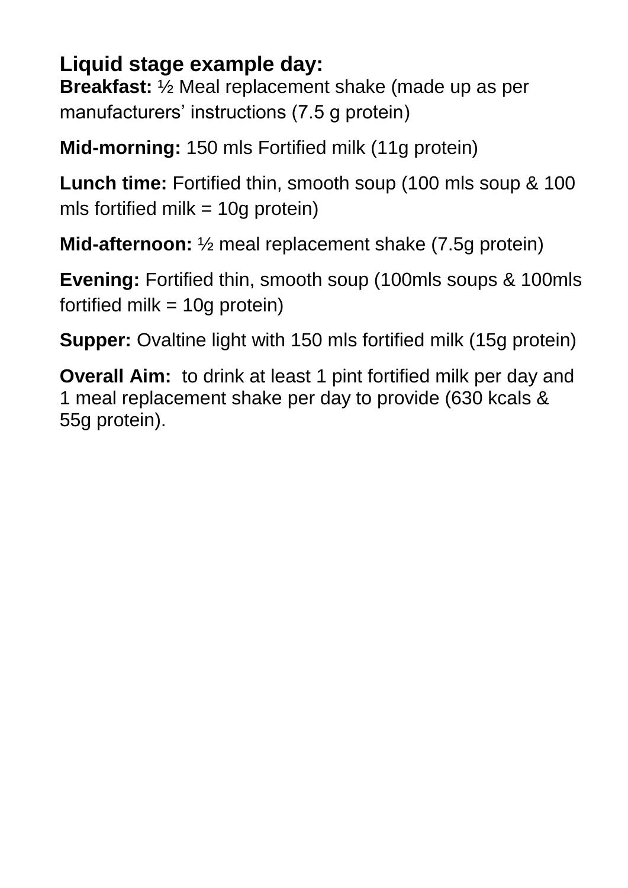## Liquid stage example day:

**Breakfast:** ½ Meal replacement shake (made up as per manufacturers' instructions (7.5 g protein)

**Mid-morning:** 150 mls Fortified milk (11g protein)

**Lunch time:** Fortified thin, smooth soup (100 mls soup & 100 mls fortified milk = 10g protein)

**Mid-afternoon:** ½ meal replacement shake (7.5g protein)

**Evening:** Fortified thin, smooth soup (100mls soups & 100mls fortified milk = 10g protein)

**Supper:** Ovaltine light with 150 mls fortified milk (15g protein)

**Overall Aim:** to drink at least 1 pint fortified milk per day and 1 meal replacement shake per day to provide (630 kcals & 55g protein).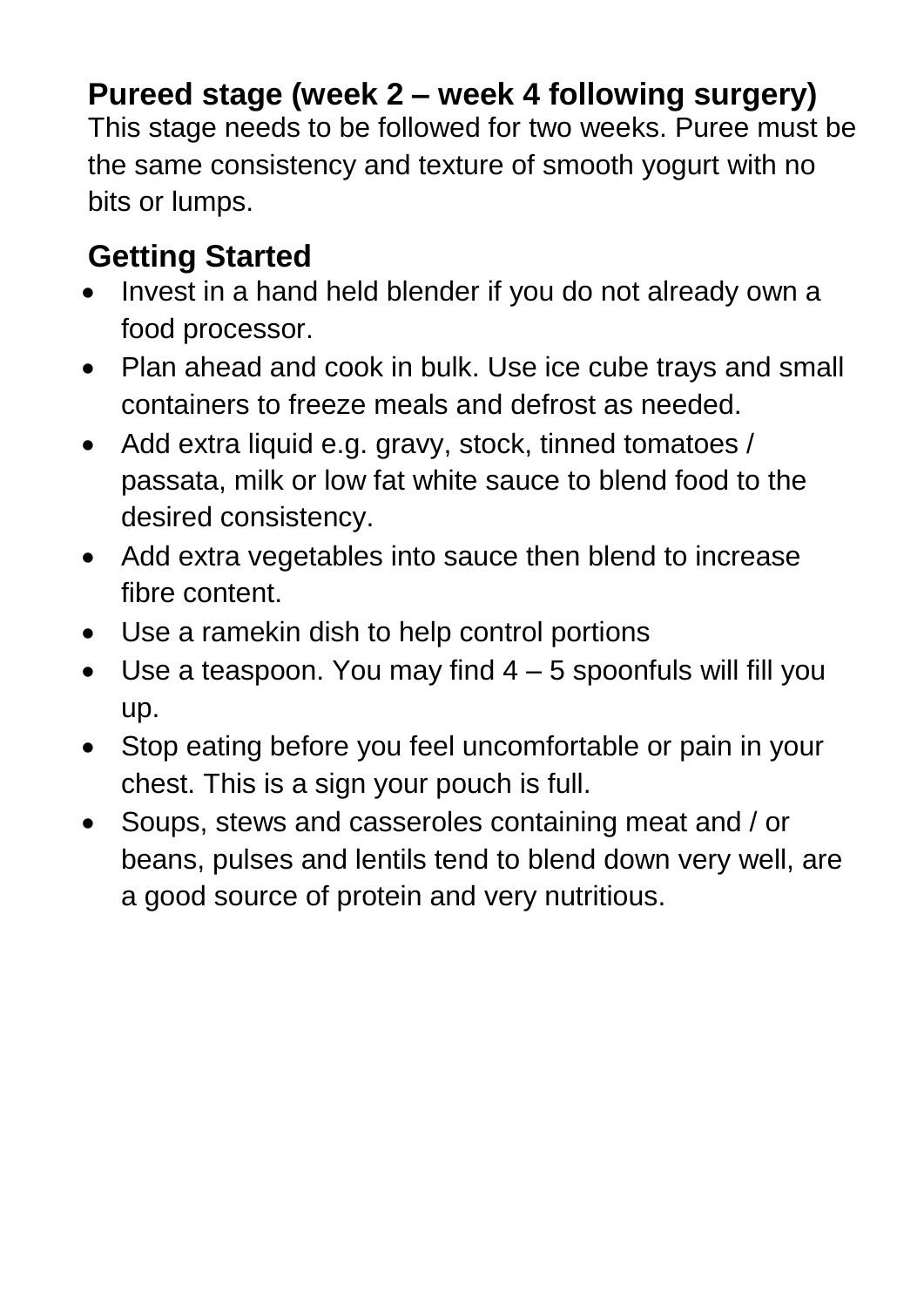## Pureed stage (week 2 – week 4 following surgery)

This stage needs to be followed for two weeks. Puree must be the same consistency and texture of smooth yogurt with no bits or lumps.

## Getting Started

- Invest in a hand held blender if you do not already own a food processor.
- Plan ahead and cook in bulk. Use ice cube trays and small containers to freeze meals and defrost as needed.
- Add extra liquid e.g. gravy, stock, tinned tomatoes / passata, milk or low fat white sauce to blend food to the desired consistency.
- Add extra vegetables into sauce then blend to increase fibre content.
- Use a ramekin dish to help control portions
- Use a teaspoon. You may find 4 – 5 spoonfuls will fill you up.
- Stop eating before you feel uncomfortable or pain in your chest. This is a sign your pouch is full.
- Soups, stews and casseroles containing meat and / or beans, pulses and lentils tend to blend down very well, are a good source of protein and very nutritious.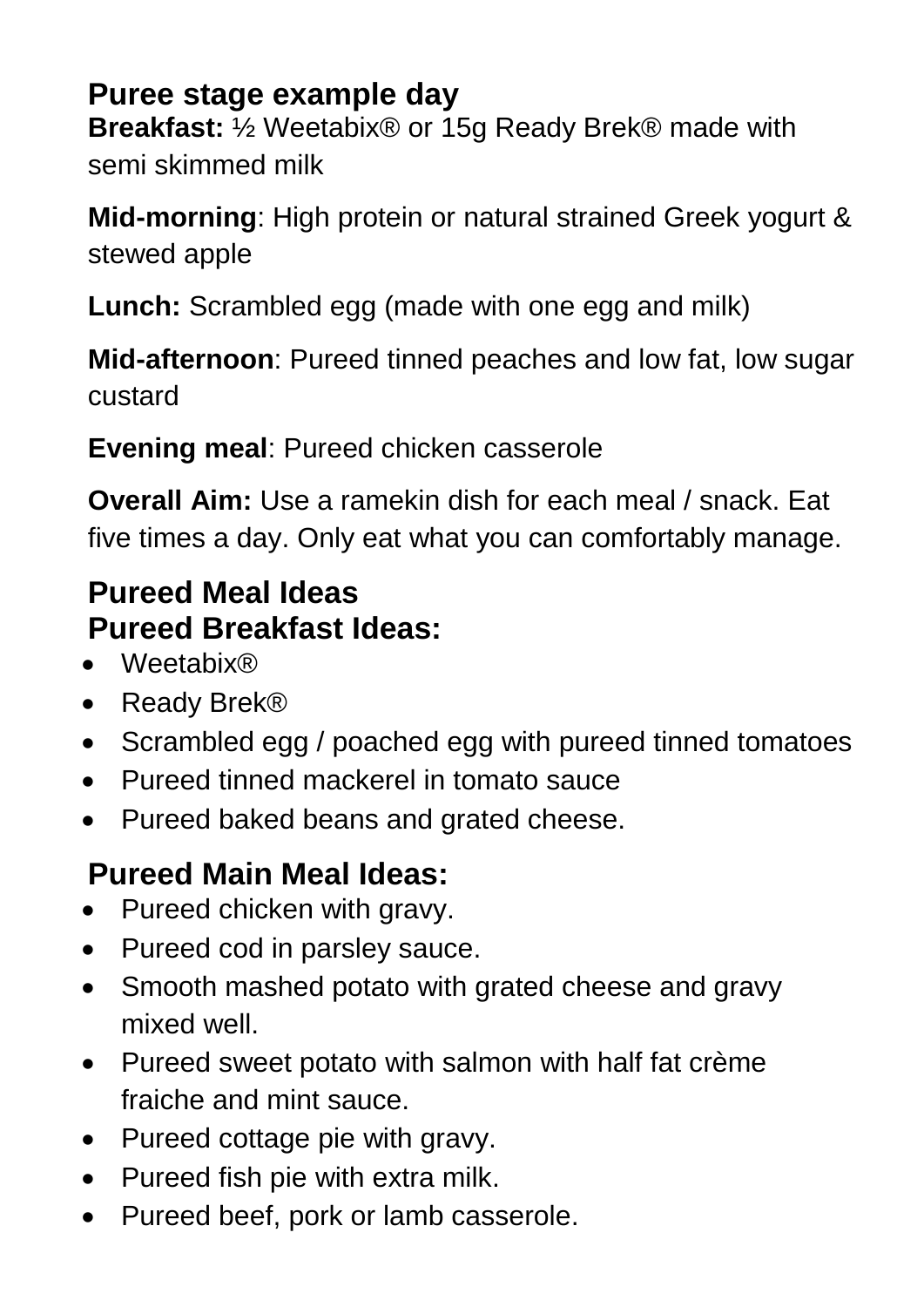## Puree stage example day

**Breakfast:** ½ Weetabix® or 15g Ready Brek® made with semi skimmed milk

**Mid-morning**: High protein or natural strained Greek yogurt & stewed apple

**Lunch:** Scrambled egg (made with one egg and milk)

**Mid-afternoon**: Pureed tinned peaches and low fat, low sugar custard

**Evening meal**: Pureed chicken casserole

**Overall Aim:** Use a ramekin dish for each meal / snack. Eat five times a day. Only eat what you can comfortably manage.

## Pureed Meal Ideas

### Pureed Breakfast Ideas:

- Weetabix®
- Ready Brek®
- Scrambled egg / poached egg with pureed tinned tomatoes
- Pureed tinned mackerel in tomato sauce
- Pureed baked beans and grated cheese.

### Pureed Main Meal Ideas:

- Pureed chicken with gravy.
- Pureed cod in parsley sauce.
- Smooth mashed potato with grated cheese and gravy mixed well.
- Pureed sweet potato with salmon with half fat crème fraiche and mint sauce.
- Pureed cottage pie with gravy.
- Pureed fish pie with extra milk.
- Pureed beef, pork or lamb casserole.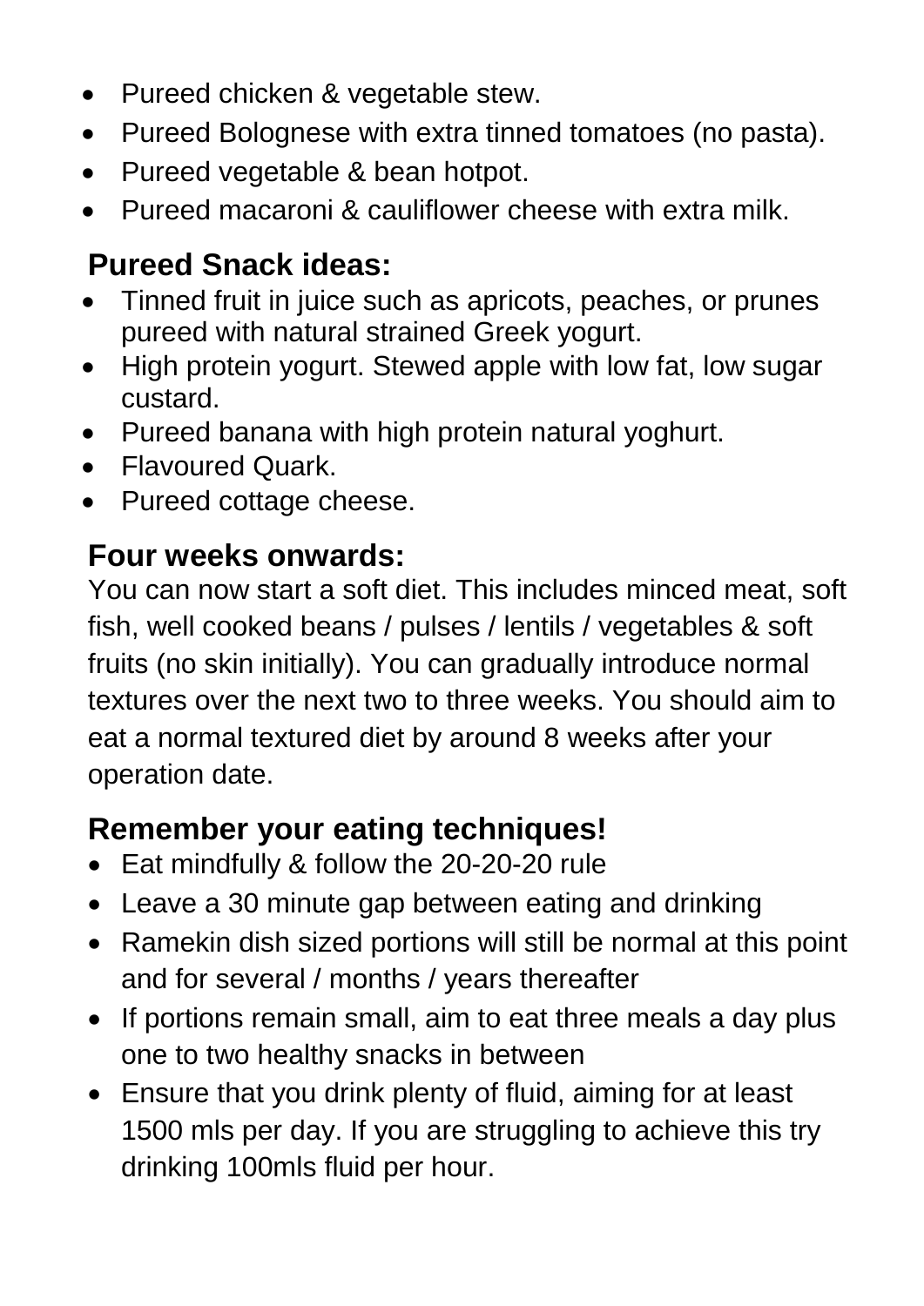- Pureed chicken & vegetable stew.
- Pureed Bolognese with extra tinned tomatoes (no pasta).
- Pureed vegetable & bean hotpot.
- Pureed macaroni & cauliflower cheese with extra milk.

## Pureed Snack ideas:

- Tinned fruit in juice such as apricots, peaches, or prunes pureed with natural strained Greek yogurt.
- High protein yogurt. Stewed apple with low fat, low sugar custard.
- Pureed banana with high protein natural yoghurt.
- Flavoured Quark.
- Pureed cottage cheese.

## Four weeks onwards:

You can now start a soft diet. This includes minced meat, soft fish, well cooked beans / pulses / lentils / vegetables & soft fruits (no skin initially). You can gradually introduce normal textures over the next two to three weeks. You should aim to eat a normal textured diet by around 8 weeks after your operation date.

## Remember your eating techniques!

- Eat mindfully & follow the 20-20-20 rule
- Leave a 30 minute gap between eating and drinking
- Ramekin dish sized portions will still be normal at this point and for several / months / years thereafter
- If portions remain small, aim to eat three meals a day plus one to two healthy snacks in between
- Ensure that you drink plenty of fluid, aiming for at least 1500 mls per day. If you are struggling to achieve this try drinking 100mls fluid per hour.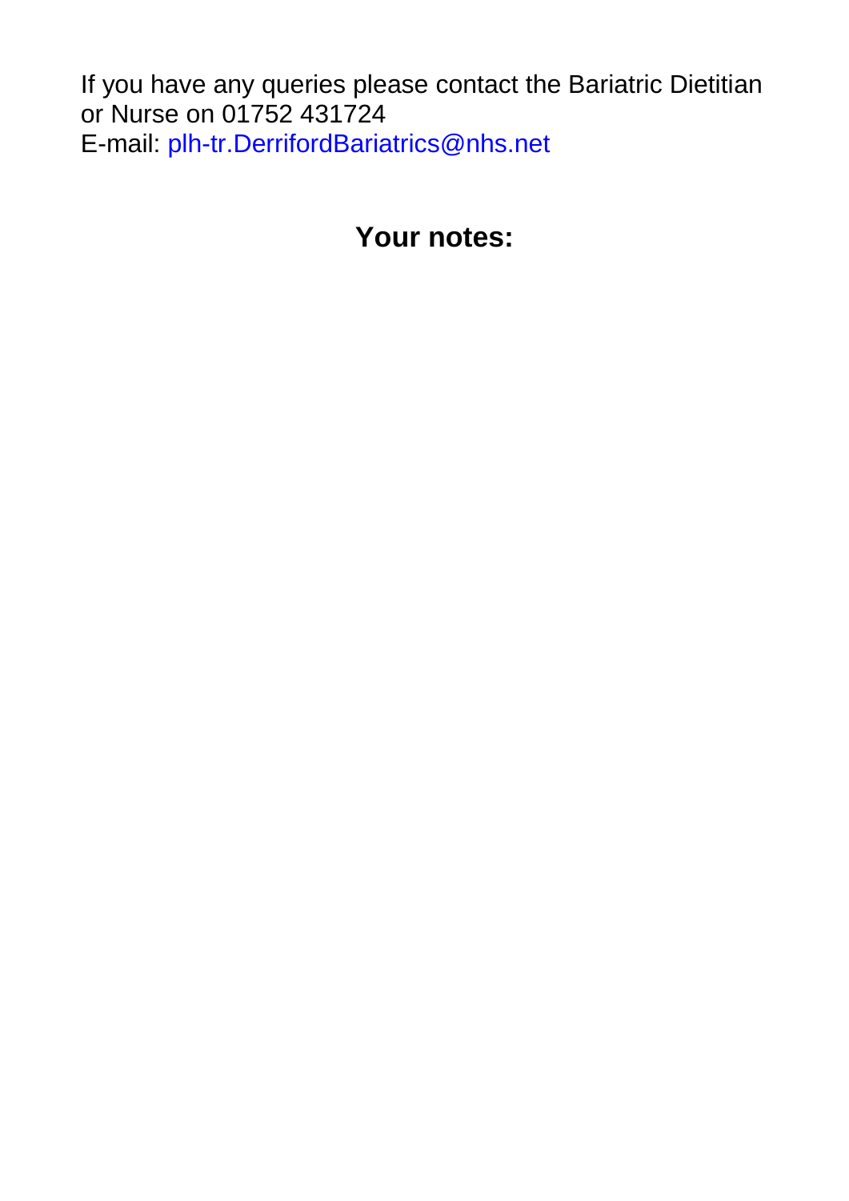If you have any queries please contact the Bariatric Dietitian or Nurse on 01752 431724
E-mail: plh-tr.DerrifordBariatrics@nhs.net

## Your notes: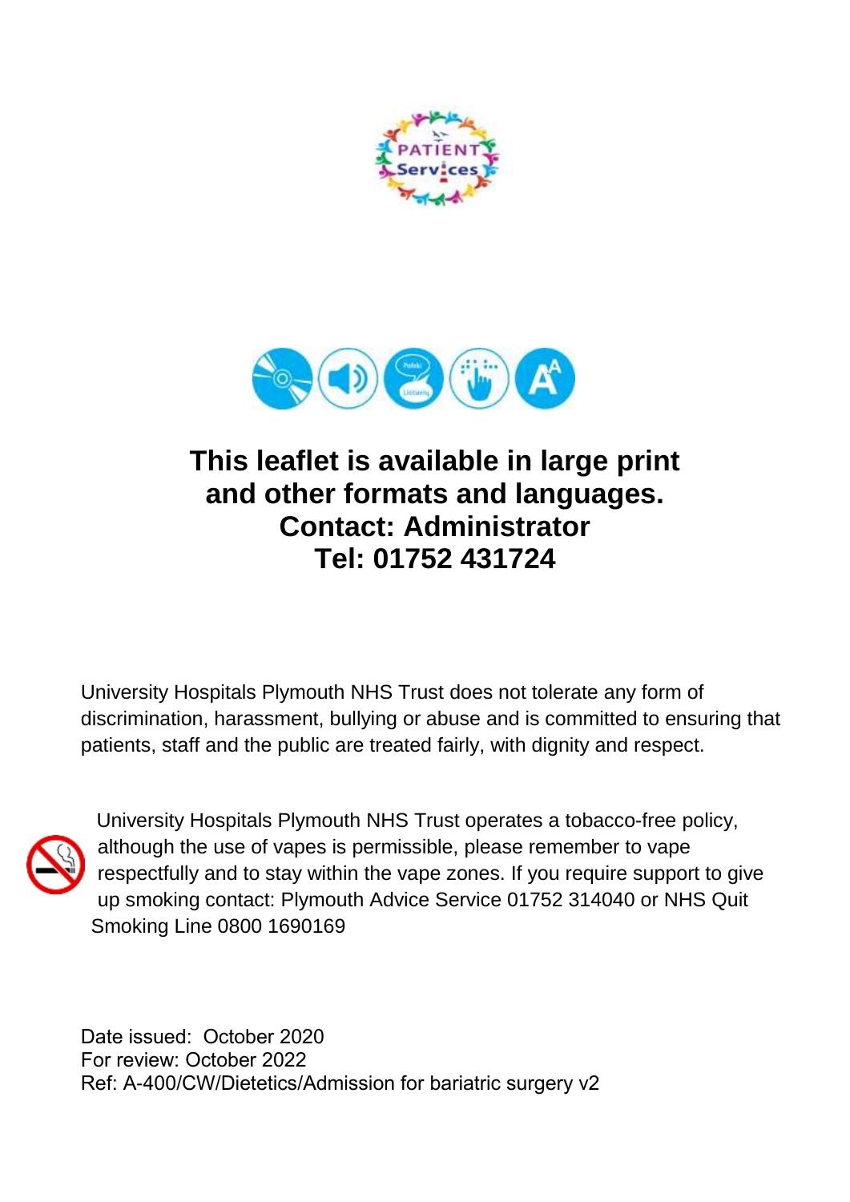**This leaflet is available in large print and other formats and languages.**
**Contact: Administrator**
**Tel: 01752 431724**

University Hospitals Plymouth NHS Trust does not tolerate any form of discrimination, harassment, bullying or abuse and is committed to ensuring that patients, staff and the public are treated fairly, with dignity and respect.

University Hospitals Plymouth NHS Trust operates a tobacco-free policy, although the use of vapes is permissible, please remember to vape respectfully and to stay within the vape zones. If you require support to give up smoking contact: Plymouth Advice Service 01752 314040 or NHS Quit Smoking Line 0800 1690169

Date issued: October 2020
For review: October 2022
Ref: A-400/CW/Dietetics/Admission for bariatric surgery v2